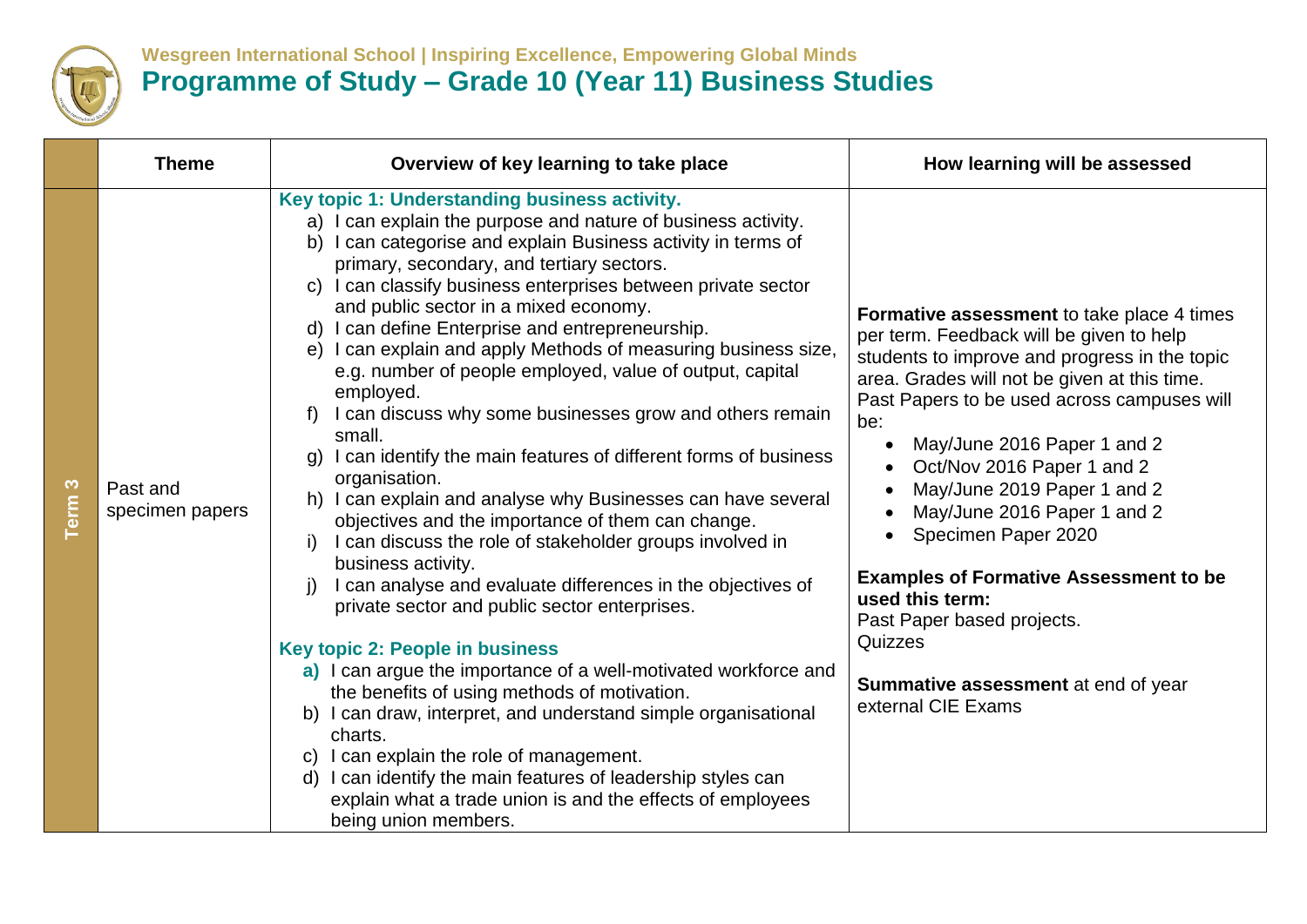Wesgreen International School | Inspiring Excellence, Empowering Global Minds

# Programme of Study – Grade 10 (Year 11) Business Studies

| | Theme | Overview of key learning to take place | How learning will be assessed |
|---|---|---|---|
| Term 3 | Past and specimen papers | **Key topic 1: Understanding business activity.**<br>a) I can explain the purpose and nature of business activity.<br>b) I can categorise and explain Business activity in terms of primary, secondary, and tertiary sectors.<br>c) I can classify business enterprises between private sector and public sector in a mixed economy.<br>d) I can define Enterprise and entrepreneurship.<br>e) I can explain and apply Methods of measuring business size, e.g. number of people employed, value of output, capital employed.<br>f) I can discuss why some businesses grow and others remain small.<br>g) I can identify the main features of different forms of business organisation.<br>h) I can explain and analyse why Businesses can have several objectives and the importance of them can change.<br>i) I can discuss the role of stakeholder groups involved in business activity.<br>j) I can analyse and evaluate differences in the objectives of private sector and public sector enterprises.<br><br>**Key topic 2: People in business**<br>a) I can argue the importance of a well-motivated workforce and the benefits of using methods of motivation.<br>b) I can draw, interpret, and understand simple organisational charts.<br>c) I can explain the role of management.<br>d) I can identify the main features of leadership styles can explain what a trade union is and the effects of employees being union members. | **Formative assessment** to take place 4 times per term. Feedback will be given to help students to improve and progress in the topic area. Grades will not be given at this time. Past Papers to be used across campuses will be:<br>• May/June 2016 Paper 1 and 2<br>• Oct/Nov 2016 Paper 1 and 2<br>• May/June 2019 Paper 1 and 2<br>• May/June 2016 Paper 1 and 2<br>• Specimen Paper 2020<br><br>**Examples of Formative Assessment to be used this term:**<br>Past Paper based projects.<br>Quizzes<br><br>**Summative assessment** at end of year external CIE Exams |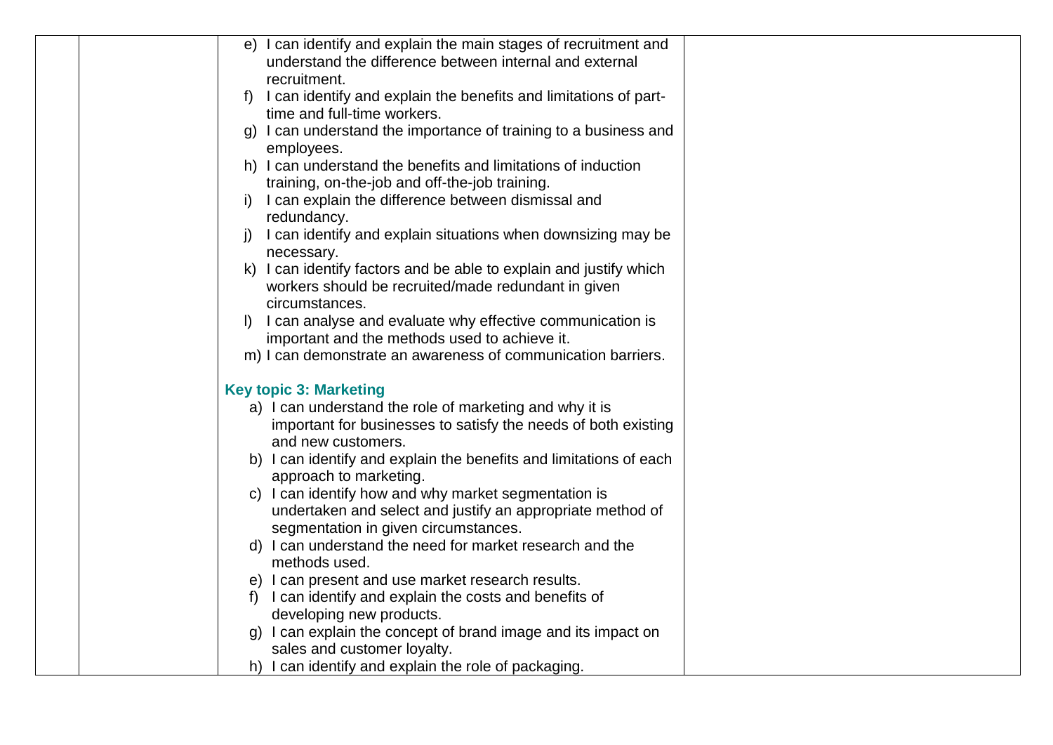| | | e) I can identify and explain the main stages of recruitment and understand the difference between internal and external recruitment.<br>f) I can identify and explain the benefits and limitations of part-time and full-time workers.<br>g) I can understand the importance of training to a business and employees.<br>h) I can understand the benefits and limitations of induction training, on-the-job and off-the-job training.<br>i) I can explain the difference between dismissal and redundancy.<br>j) I can identify and explain situations when downsizing may be necessary.<br>k) I can identify factors and be able to explain and justify which workers should be recruited/made redundant in given circumstances.<br>l) I can analyse and evaluate why effective communication is important and the methods used to achieve it.<br>m) I can demonstrate an awareness of communication barriers.<br><br>**Key topic 3: Marketing**<br>a) I can understand the role of marketing and why it is important for businesses to satisfy the needs of both existing and new customers.<br>b) I can identify and explain the benefits and limitations of each approach to marketing.<br>c) I can identify how and why market segmentation is undertaken and select and justify an appropriate method of segmentation in given circumstances.<br>d) I can understand the need for market research and the methods used.<br>e) I can present and use market research results.<br>f) I can identify and explain the costs and benefits of developing new products.<br>g) I can explain the concept of brand image and its impact on sales and customer loyalty.<br>h) I can identify and explain the role of packaging. | |
|---|---|---|---|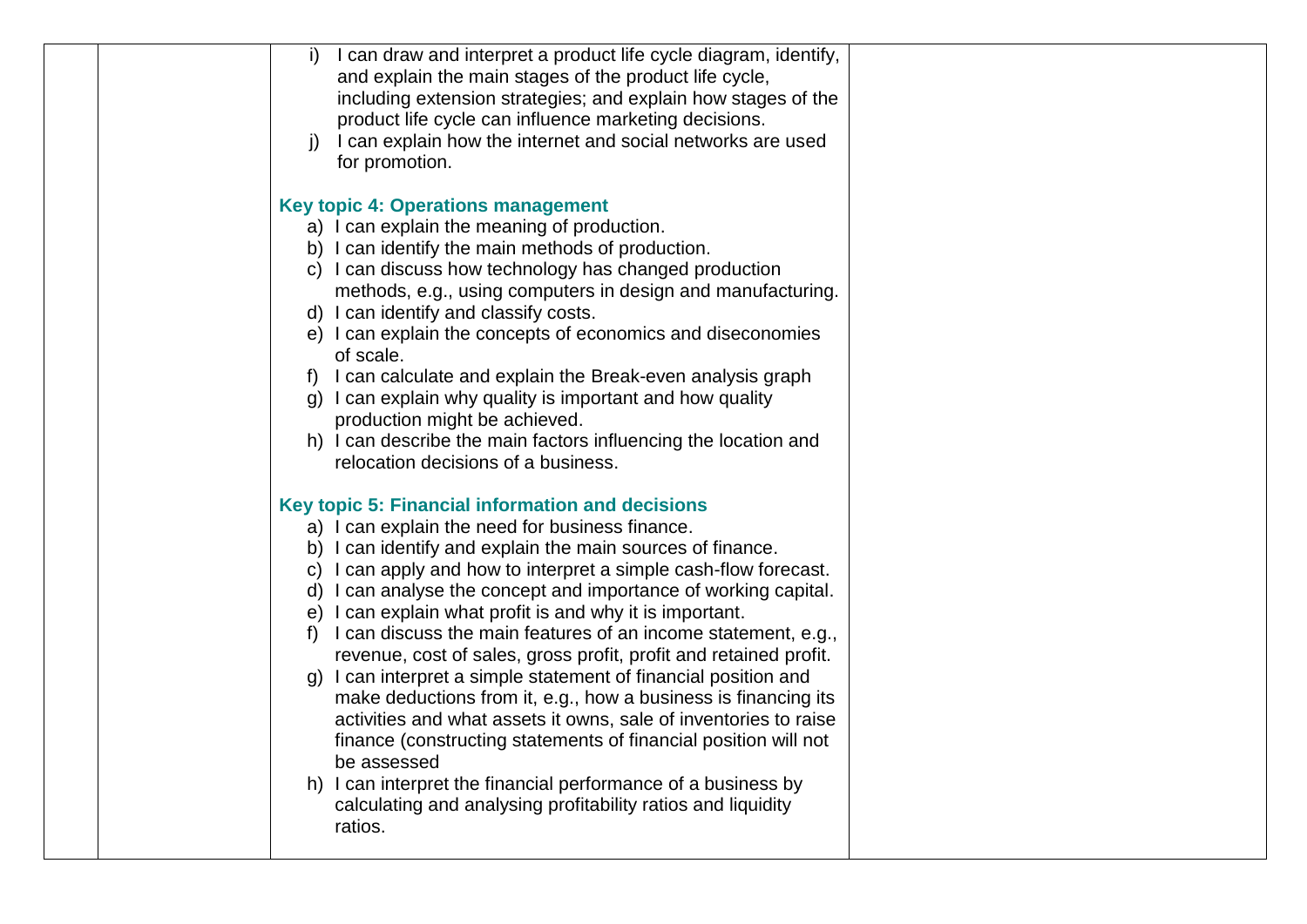| | | i) I can draw and interpret a product life cycle diagram, identify, and explain the main stages of the product life cycle, including extension strategies; and explain how stages of the product life cycle can influence marketing decisions.<br>j) I can explain how the internet and social networks are used for promotion.<br><br>**Key topic 4: Operations management**<br>a) I can explain the meaning of production.<br>b) I can identify the main methods of production.<br>c) I can discuss how technology has changed production methods, e.g., using computers in design and manufacturing.<br>d) I can identify and classify costs.<br>e) I can explain the concepts of economics and diseconomies of scale.<br>f) I can calculate and explain the Break-even analysis graph<br>g) I can explain why quality is important and how quality production might be achieved.<br>h) I can describe the main factors influencing the location and relocation decisions of a business.<br><br>**Key topic 5: Financial information and decisions**<br>a) I can explain the need for business finance.<br>b) I can identify and explain the main sources of finance.<br>c) I can apply and how to interpret a simple cash-flow forecast.<br>d) I can analyse the concept and importance of working capital.<br>e) I can explain what profit is and why it is important.<br>f) I can discuss the main features of an income statement, e.g., revenue, cost of sales, gross profit, profit and retained profit.<br>g) I can interpret a simple statement of financial position and make deductions from it, e.g., how a business is financing its activities and what assets it owns, sale of inventories to raise finance (constructing statements of financial position will not be assessed<br>h) I can interpret the financial performance of a business by calculating and analysing profitability ratios and liquidity ratios. | |
|---|---|---|---|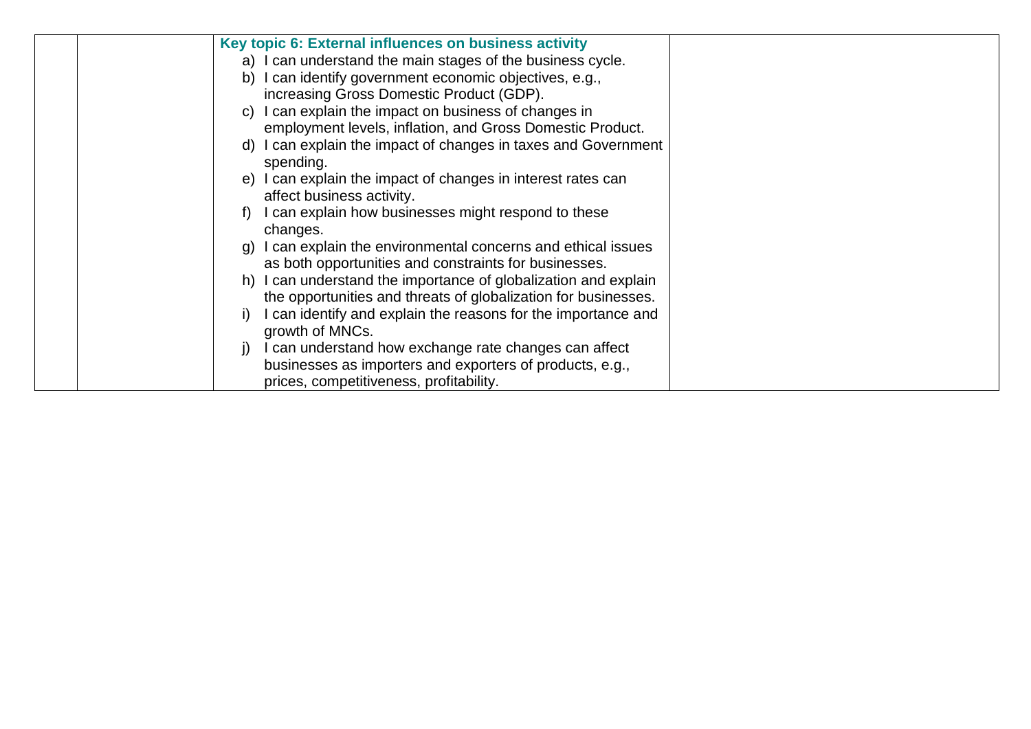| | | | |
|---|---|---|---|
| | | **Key topic 6: External influences on business activity**<br>a) I can understand the main stages of the business cycle.<br>b) I can identify government economic objectives, e.g., increasing Gross Domestic Product (GDP).<br>c) I can explain the impact on business of changes in employment levels, inflation, and Gross Domestic Product.<br>d) I can explain the impact of changes in taxes and Government spending.<br>e) I can explain the impact of changes in interest rates can affect business activity.<br>f) I can explain how businesses might respond to these changes.<br>g) I can explain the environmental concerns and ethical issues as both opportunities and constraints for businesses.<br>h) I can understand the importance of globalization and explain the opportunities and threats of globalization for businesses.<br>i) I can identify and explain the reasons for the importance and growth of MNCs.<br>j) I can understand how exchange rate changes can affect businesses as importers and exporters of products, e.g., prices, competitiveness, profitability. | |